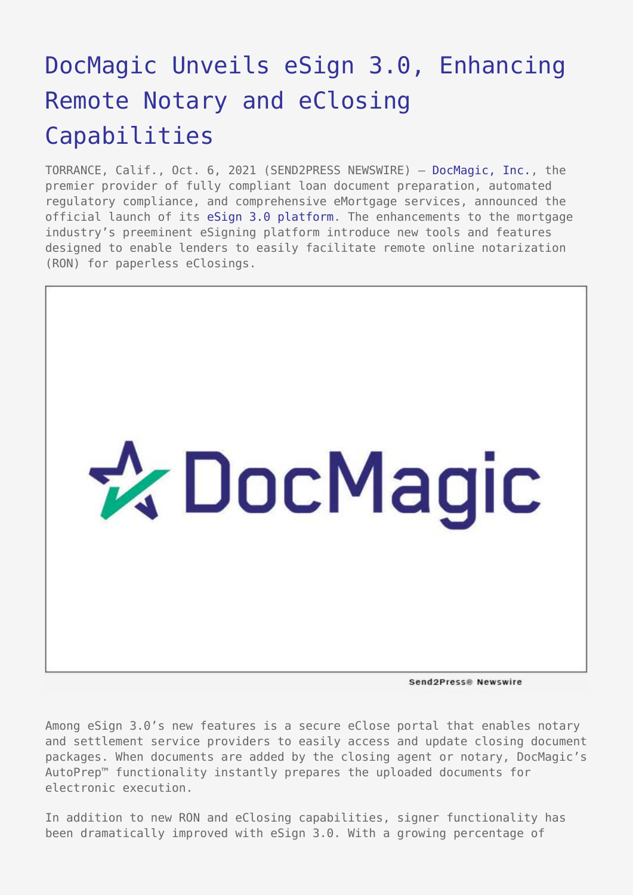# DocMagic Unveils eSign 3.0, Enhancing Remote Notary and eClosing Capabilities

TORRANCE, Calif., Oct. 6, 2021 (SEND2PRESS NEWSWIRE) — DocMagic, Inc., the premier provider of fully compliant loan document preparation, automated regulatory compliance, and comprehensive eMortgage services, announced the official launch of its eSign 3.0 platform. The enhancements to the mortgage industry's preeminent eSigning platform introduce new tools and features designed to enable lenders to easily facilitate remote online notarization (RON) for paperless eClosings.

Among eSign 3.0's new features is a secure eClose portal that enables notary and settlement service providers to easily access and update closing document packages. When documents are added by the closing agent or notary, DocMagic's AutoPrep™ functionality instantly prepares the uploaded documents for electronic execution.

In addition to new RON and eClosing capabilities, signer functionality has been dramatically improved with eSign 3.0. With a growing percentage of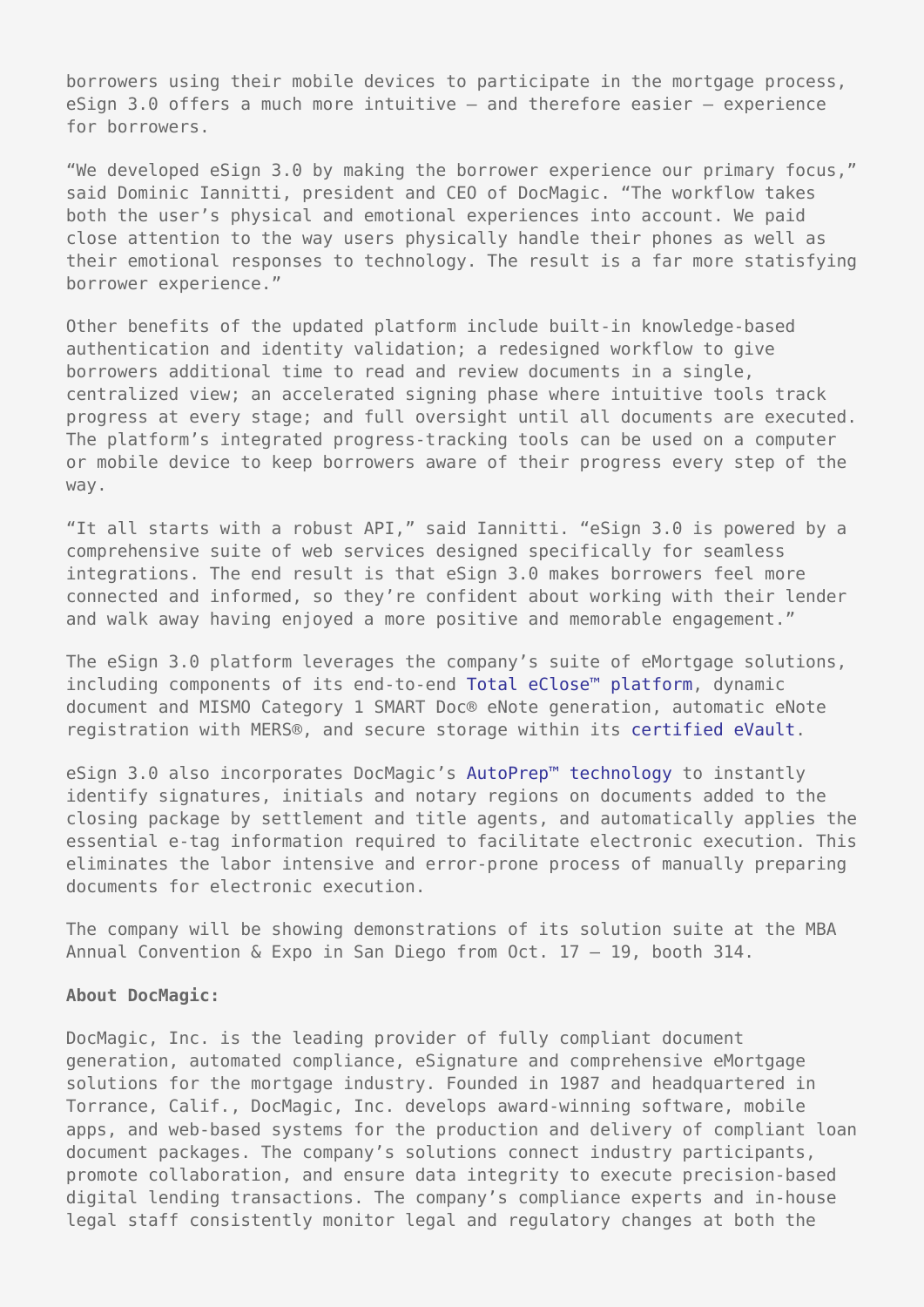borrowers using their mobile devices to participate in the mortgage process, eSign 3.0 offers a much more intuitive – and therefore easier – experience for borrowers.

"We developed eSign 3.0 by making the borrower experience our primary focus," said Dominic Iannitti, president and CEO of DocMagic. "The workflow takes both the user's physical and emotional experiences into account. We paid close attention to the way users physically handle their phones as well as their emotional responses to technology. The result is a far more statisfying borrower experience."

Other benefits of the updated platform include built-in knowledge-based authentication and identity validation; a redesigned workflow to give borrowers additional time to read and review documents in a single, centralized view; an accelerated signing phase where intuitive tools track progress at every stage; and full oversight until all documents are executed. The platform's integrated progress-tracking tools can be used on a computer or mobile device to keep borrowers aware of their progress every step of the way.

"It all starts with a robust API," said Iannitti. "eSign 3.0 is powered by a comprehensive suite of web services designed specifically for seamless integrations. The end result is that eSign 3.0 makes borrowers feel more connected and informed, so they're confident about working with their lender and walk away having enjoyed a more positive and memorable engagement."

The eSign 3.0 platform leverages the company's suite of eMortgage solutions, including components of its end-to-end Total eClose™ platform, dynamic document and MISMO Category 1 SMART Doc® eNote generation, automatic eNote registration with MERS®, and secure storage within its certified eVault.

eSign 3.0 also incorporates DocMagic's AutoPrep™ technology to instantly identify signatures, initials and notary regions on documents added to the closing package by settlement and title agents, and automatically applies the essential e-tag information required to facilitate electronic execution. This eliminates the labor intensive and error-prone process of manually preparing documents for electronic execution.

The company will be showing demonstrations of its solution suite at the MBA Annual Convention & Expo in San Diego from Oct. 17 – 19, booth 314.

**About DocMagic:**

DocMagic, Inc. is the leading provider of fully compliant document generation, automated compliance, eSignature and comprehensive eMortgage solutions for the mortgage industry. Founded in 1987 and headquartered in Torrance, Calif., DocMagic, Inc. develops award-winning software, mobile apps, and web-based systems for the production and delivery of compliant loan document packages. The company's solutions connect industry participants, promote collaboration, and ensure data integrity to execute precision-based digital lending transactions. The company's compliance experts and in-house legal staff consistently monitor legal and regulatory changes at both the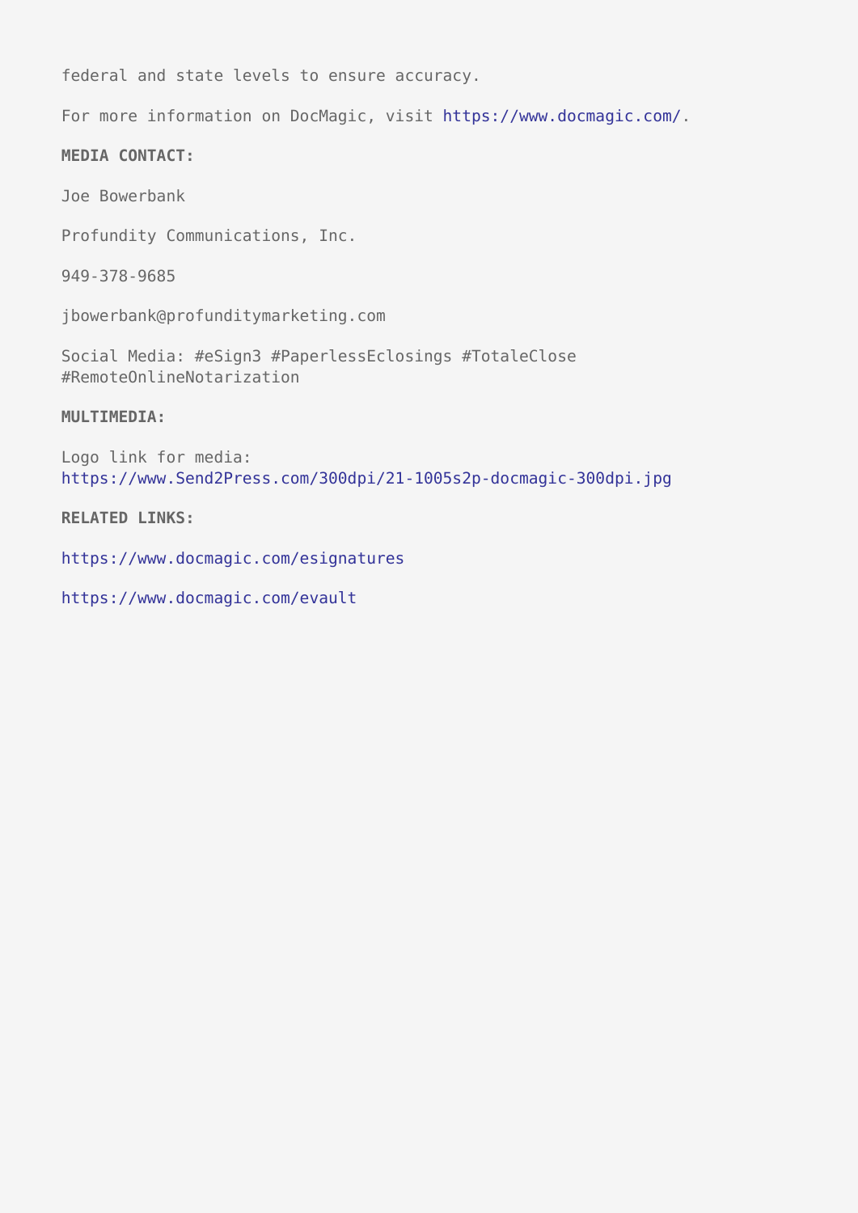federal and state levels to ensure accuracy.

For more information on DocMagic, visit https://www.docmagic.com/.

**MEDIA CONTACT:**

Joe Bowerbank

Profundity Communications, Inc.

949-378-9685

jbowerbank@profunditymarketing.com

Social Media: #eSign3 #PaperlessEclosings #TotaleClose #RemoteOnlineNotarization

**MULTIMEDIA:**

Logo link for media: https://www.Send2Press.com/300dpi/21-1005s2p-docmagic-300dpi.jpg

**RELATED LINKS:**

https://www.docmagic.com/esignatures

https://www.docmagic.com/evault